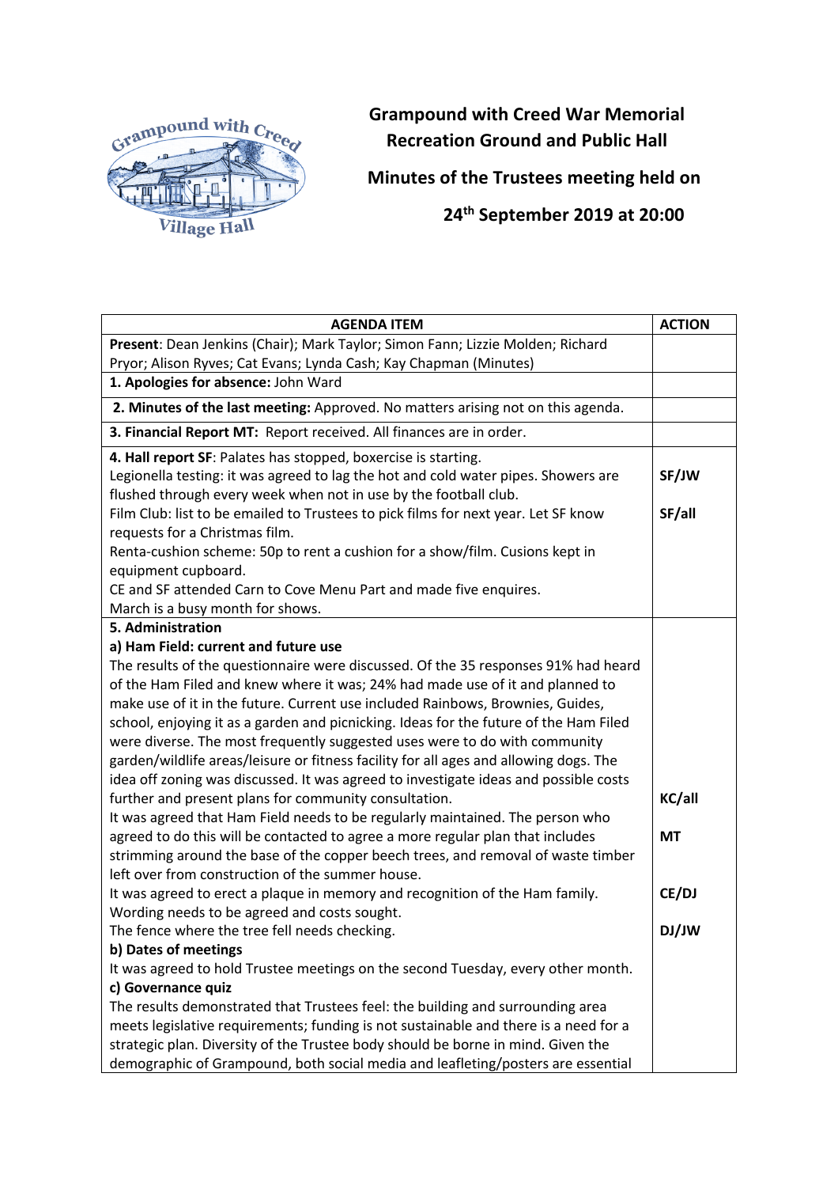# Grampound with Creed War Memorial Recreation Ground and Public Hall

## Minutes of the Trustees meeting held on 24th September 2019 at 20:00

| AGENDA ITEM | ACTION |
|---|---|
| **Present**: Dean Jenkins (Chair); Mark Taylor; Simon Fann; Lizzie Molden; Richard Pryor; Alison Ryves; Cat Evans; Lynda Cash; Kay Chapman (Minutes) | |
| **1. Apologies for absence:** John Ward | |
| **2. Minutes of the last meeting:** Approved. No matters arising not on this agenda. | |
| **3. Financial Report MT:** Report received. All finances are in order. | |
| **4. Hall report SF**: Palates has stopped, boxercise is starting.<br>Legionella testing: it was agreed to lag the hot and cold water pipes. Showers are flushed through every week when not in use by the football club.<br>Film Club: list to be emailed to Trustees to pick films for next year. Let SF know requests for a Christmas film.<br>Renta-cushion scheme: 50p to rent a cushion for a show/film. Cusions kept in equipment cupboard.<br>CE and SF attended Carn to Cove Menu Part and made five enquires.<br>March is a busy month for shows. | **SF/JW**<br><br>**SF/all** |
| **5. Administration**<br>**a) Ham Field: current and future use**<br>The results of the questionnaire were discussed. Of the 35 responses 91% had heard of the Ham Filed and knew where it was; 24% had made use of it and planned to make use of it in the future. Current use included Rainbows, Brownies, Guides, school, enjoying it as a garden and picnicking. Ideas for the future of the Ham Filed were diverse. The most frequently suggested uses were to do with community garden/wildlife areas/leisure or fitness facility for all ages and allowing dogs. The idea off zoning was discussed. It was agreed to investigate ideas and possible costs further and present plans for community consultation.<br>It was agreed that Ham Field needs to be regularly maintained. The person who agreed to do this will be contacted to agree a more regular plan that includes strimming around the base of the copper beech trees, and removal of waste timber left over from construction of the summer house.<br>It was agreed to erect a plaque in memory and recognition of the Ham family. Wording needs to be agreed and costs sought.<br>The fence where the tree fell needs checking.<br>**b) Dates of meetings**<br>It was agreed to hold Trustee meetings on the second Tuesday, every other month.<br>**c) Governance quiz**<br>The results demonstrated that Trustees feel: the building and surrounding area meets legislative requirements; funding is not sustainable and there is a need for a strategic plan. Diversity of the Trustee body should be borne in mind. Given the demographic of Grampound, both social media and leafleting/posters are essential | **KC/all**<br><br>**MT**<br><br>**CE/DJ**<br><br>**DJ/JW** |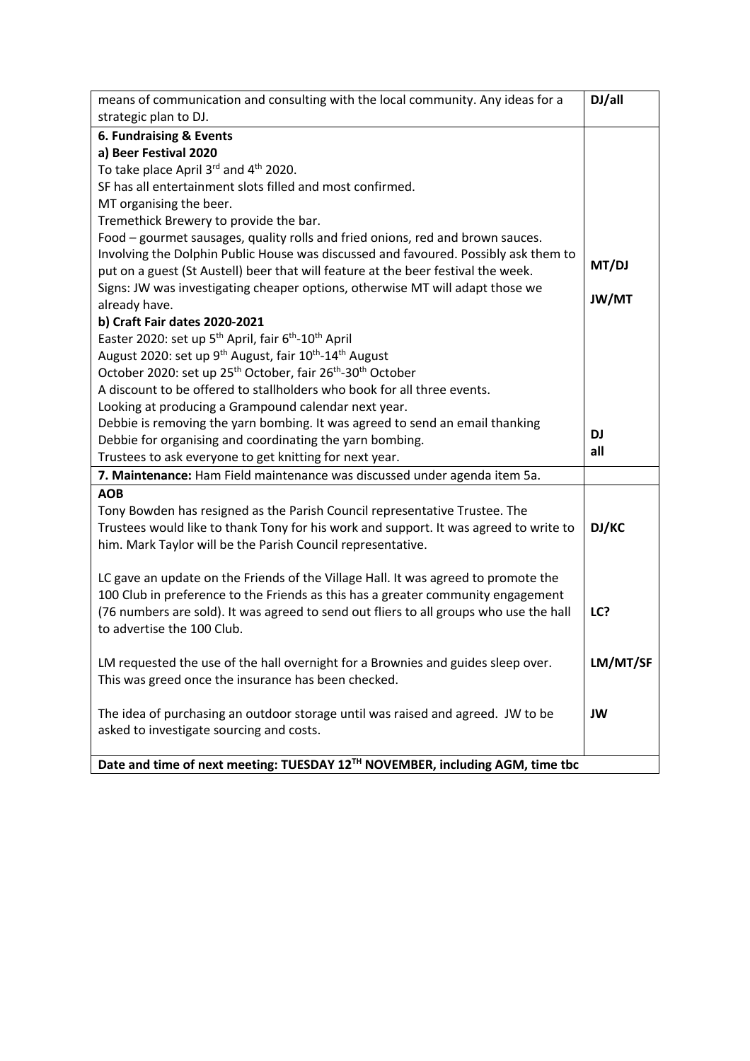| | |
|---|---|
| means of communication and consulting with the local community. Any ideas for a strategic plan to DJ. | **DJ/all** |
| **6. Fundraising & Events**<br>**a) Beer Festival 2020**<br>To take place April 3rd and 4th 2020.<br>SF has all entertainment slots filled and most confirmed.<br>MT organising the beer.<br>Tremethick Brewery to provide the bar.<br>Food – gourmet sausages, quality rolls and fried onions, red and brown sauces.<br>Involving the Dolphin Public House was discussed and favoured. Possibly ask them to put on a guest (St Austell) beer that will feature at the beer festival the week.<br>Signs: JW was investigating cheaper options, otherwise MT will adapt those we already have.<br>**b) Craft Fair dates 2020-2021**<br>Easter 2020: set up 5th April, fair 6th-10th April<br>August 2020: set up 9th August, fair 10th-14th August<br>October 2020: set up 25th October, fair 26th-30th October<br>A discount to be offered to stallholders who book for all three events.<br>Looking at producing a Grampound calendar next year.<br>Debbie is removing the yarn bombing. It was agreed to send an email thanking Debbie for organising and coordinating the yarn bombing.<br>Trustees to ask everyone to get knitting for next year. | **MT/DJ**<br><br>**JW/MT**<br><br>**DJ**<br>**all** |
| **7. Maintenance:** Ham Field maintenance was discussed under agenda item 5a. | |
| **AOB**<br>Tony Bowden has resigned as the Parish Council representative Trustee. The Trustees would like to thank Tony for his work and support. It was agreed to write to him. Mark Taylor will be the Parish Council representative.<br><br>LC gave an update on the Friends of the Village Hall. It was agreed to promote the 100 Club in preference to the Friends as this has a greater community engagement (76 numbers are sold). It was agreed to send out fliers to all groups who use the hall to advertise the 100 Club.<br><br>LM requested the use of the hall overnight for a Brownies and guides sleep over. This was greed once the insurance has been checked.<br><br>The idea of purchasing an outdoor storage until was raised and agreed. JW to be asked to investigate sourcing and costs. | **DJ/KC**<br><br>**LC?**<br><br>**LM/MT/SF**<br><br>**JW** |
| **Date and time of next meeting: TUESDAY 12TH NOVEMBER, including AGM, time tbc** | |